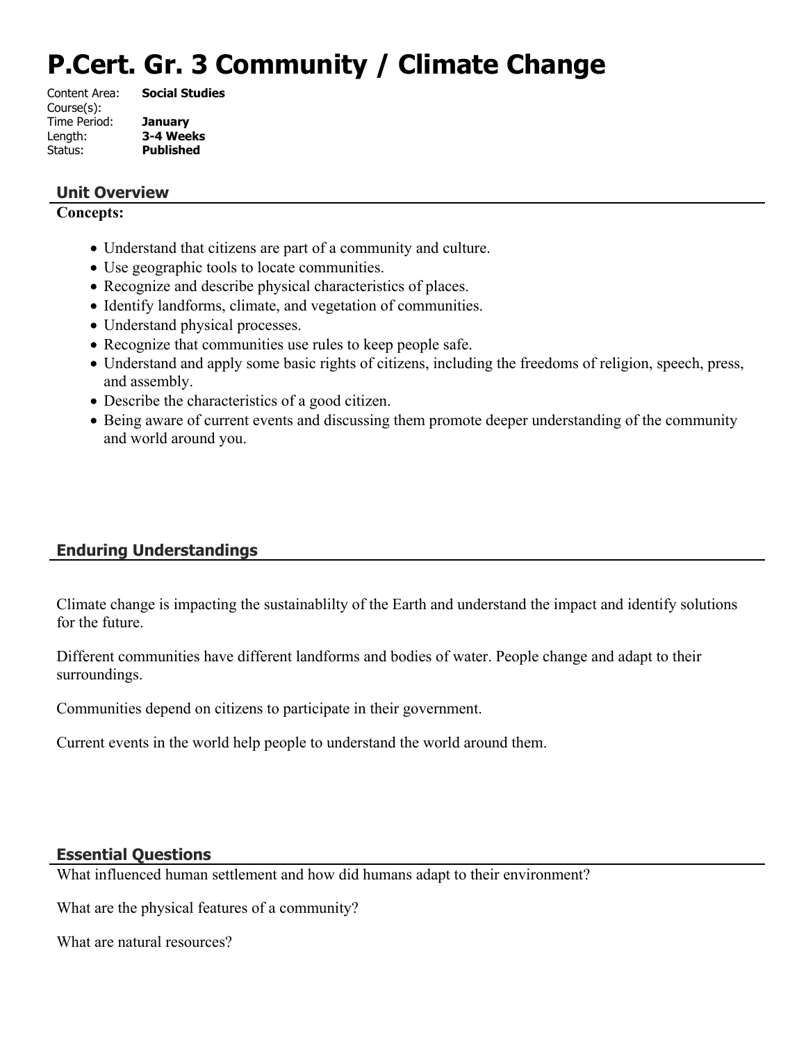# P.Cert. Gr. 3 Community / Climate Change

Content Area: **Social Studies**
Course(s):
Time Period: **January**
Length: **3-4 Weeks**
Status: **Published**

## Unit Overview

**Concepts:**

- Understand that citizens are part of a community and culture.
- Use geographic tools to locate communities.
- Recognize and describe physical characteristics of places.
- Identify landforms, climate, and vegetation of communities.
- Understand physical processes.
- Recognize that communities use rules to keep people safe.
- Understand and apply some basic rights of citizens, including the freedoms of religion, speech, press, and assembly.
- Describe the characteristics of a good citizen.
- Being aware of current events and discussing them promote deeper understanding of the community and world around you.

## Enduring Understandings

Climate change is impacting the sustainablilty of the Earth and understand the impact and identify solutions for the future.

Different communities have different landforms and bodies of water. People change and adapt to their surroundings.

Communities depend on citizens to participate in their government.

Current events in the world help people to understand the world around them.

## Essential Questions

What influenced human settlement and how did humans adapt to their environment?

What are the physical features of a community?

What are natural resources?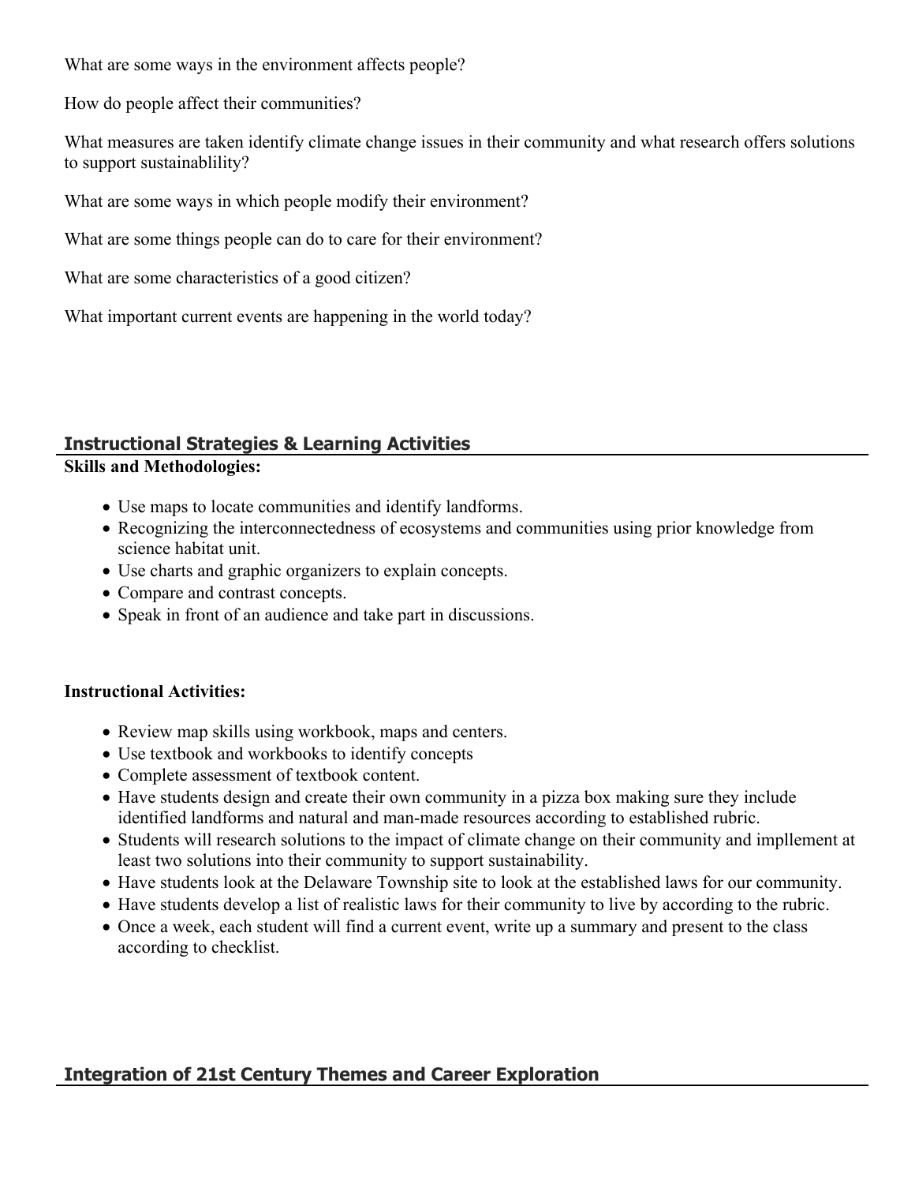What are some ways in the environment affects people?

How do people affect their communities?

What measures are taken identify climate change issues in their community and what research offers solutions to support sustainablility?

What are some ways in which people modify their environment?

What are some things people can do to care for their environment?

What are some characteristics of a good citizen?

What important current events are happening in the world today?

## Instructional Strategies & Learning Activities

**Skills and Methodologies:**

- Use maps to locate communities and identify landforms.
- Recognizing the interconnectedness of ecosystems and communities using prior knowledge from science habitat unit.
- Use charts and graphic organizers to explain concepts.
- Compare and contrast concepts.
- Speak in front of an audience and take part in discussions.

**Instructional Activities:**

- Review map skills using workbook, maps and centers.
- Use textbook and workbooks to identify concepts
- Complete assessment of textbook content.
- Have students design and create their own community in a pizza box making sure they include identified landforms and natural and man-made resources according to established rubric.
- Students will research solutions to the impact of climate change on their community and impllement at least two solutions into their community to support sustainability.
- Have students look at the Delaware Township site to look at the established laws for our community.
- Have students develop a list of realistic laws for their community to live by according to the rubric.
- Once a week, each student will find a current event, write up a summary and present to the class according to checklist.

## Integration of 21st Century Themes and Career Exploration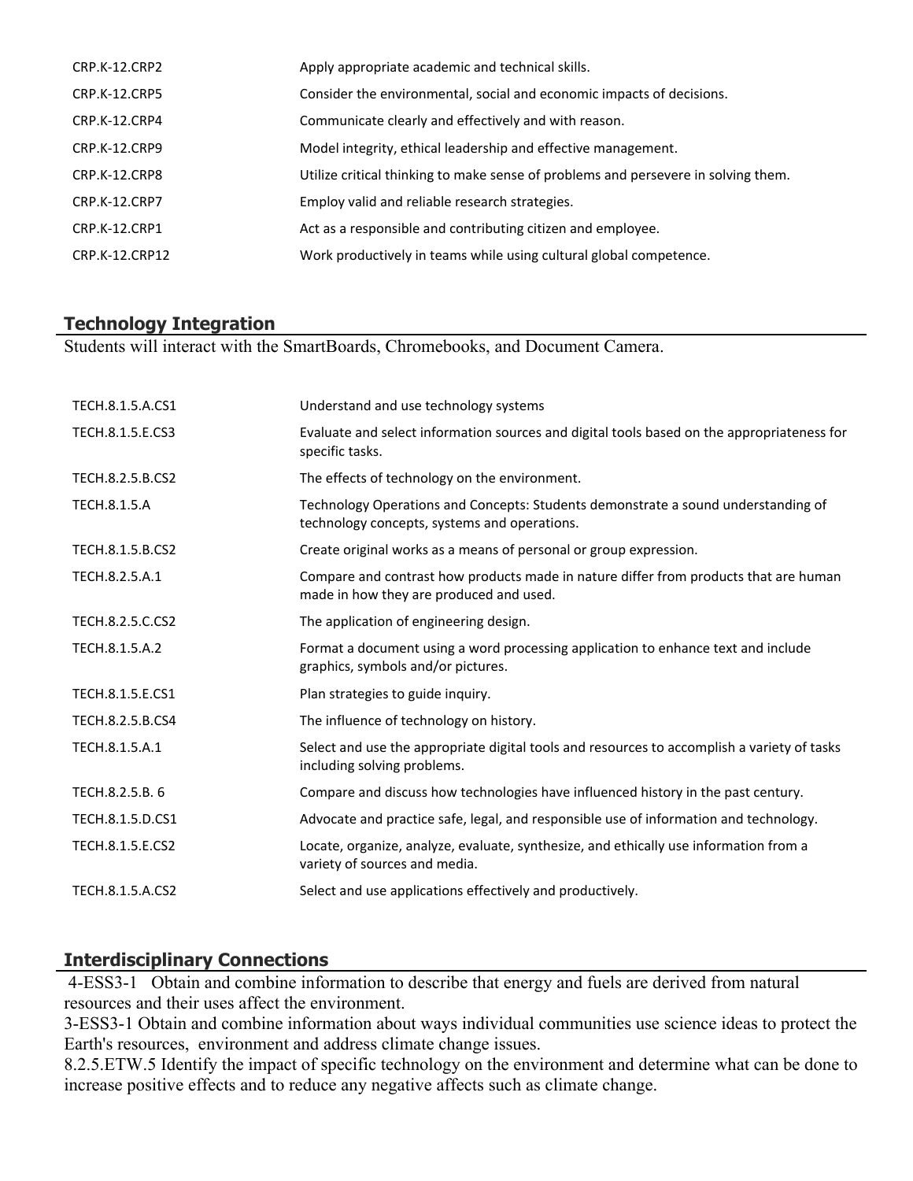| | |
|---|---|
| CRP.K-12.CRP2 | Apply appropriate academic and technical skills. |
| CRP.K-12.CRP5 | Consider the environmental, social and economic impacts of decisions. |
| CRP.K-12.CRP4 | Communicate clearly and effectively and with reason. |
| CRP.K-12.CRP9 | Model integrity, ethical leadership and effective management. |
| CRP.K-12.CRP8 | Utilize critical thinking to make sense of problems and persevere in solving them. |
| CRP.K-12.CRP7 | Employ valid and reliable research strategies. |
| CRP.K-12.CRP1 | Act as a responsible and contributing citizen and employee. |
| CRP.K-12.CRP12 | Work productively in teams while using cultural global competence. |

## Technology Integration

Students will interact with the SmartBoards, Chromebooks, and Document Camera.

| | |
|---|---|
| TECH.8.1.5.A.CS1 | Understand and use technology systems |
| TECH.8.1.5.E.CS3 | Evaluate and select information sources and digital tools based on the appropriateness for specific tasks. |
| TECH.8.2.5.B.CS2 | The effects of technology on the environment. |
| TECH.8.1.5.A | Technology Operations and Concepts: Students demonstrate a sound understanding of technology concepts, systems and operations. |
| TECH.8.1.5.B.CS2 | Create original works as a means of personal or group expression. |
| TECH.8.2.5.A.1 | Compare and contrast how products made in nature differ from products that are human made in how they are produced and used. |
| TECH.8.2.5.C.CS2 | The application of engineering design. |
| TECH.8.1.5.A.2 | Format a document using a word processing application to enhance text and include graphics, symbols and/or pictures. |
| TECH.8.1.5.E.CS1 | Plan strategies to guide inquiry. |
| TECH.8.2.5.B.CS4 | The influence of technology on history. |
| TECH.8.1.5.A.1 | Select and use the appropriate digital tools and resources to accomplish a variety of tasks including solving problems. |
| TECH.8.2.5.B. 6 | Compare and discuss how technologies have influenced history in the past century. |
| TECH.8.1.5.D.CS1 | Advocate and practice safe, legal, and responsible use of information and technology. |
| TECH.8.1.5.E.CS2 | Locate, organize, analyze, evaluate, synthesize, and ethically use information from a variety of sources and media. |
| TECH.8.1.5.A.CS2 | Select and use applications effectively and productively. |

## Interdisciplinary Connections

4-ESS3-1 Obtain and combine information to describe that energy and fuels are derived from natural resources and their uses affect the environment.
3-ESS3-1 Obtain and combine information about ways individual communities use science ideas to protect the Earth's resources, environment and address climate change issues.
8.2.5.ETW.5 Identify the impact of specific technology on the environment and determine what can be done to increase positive effects and to reduce any negative affects such as climate change.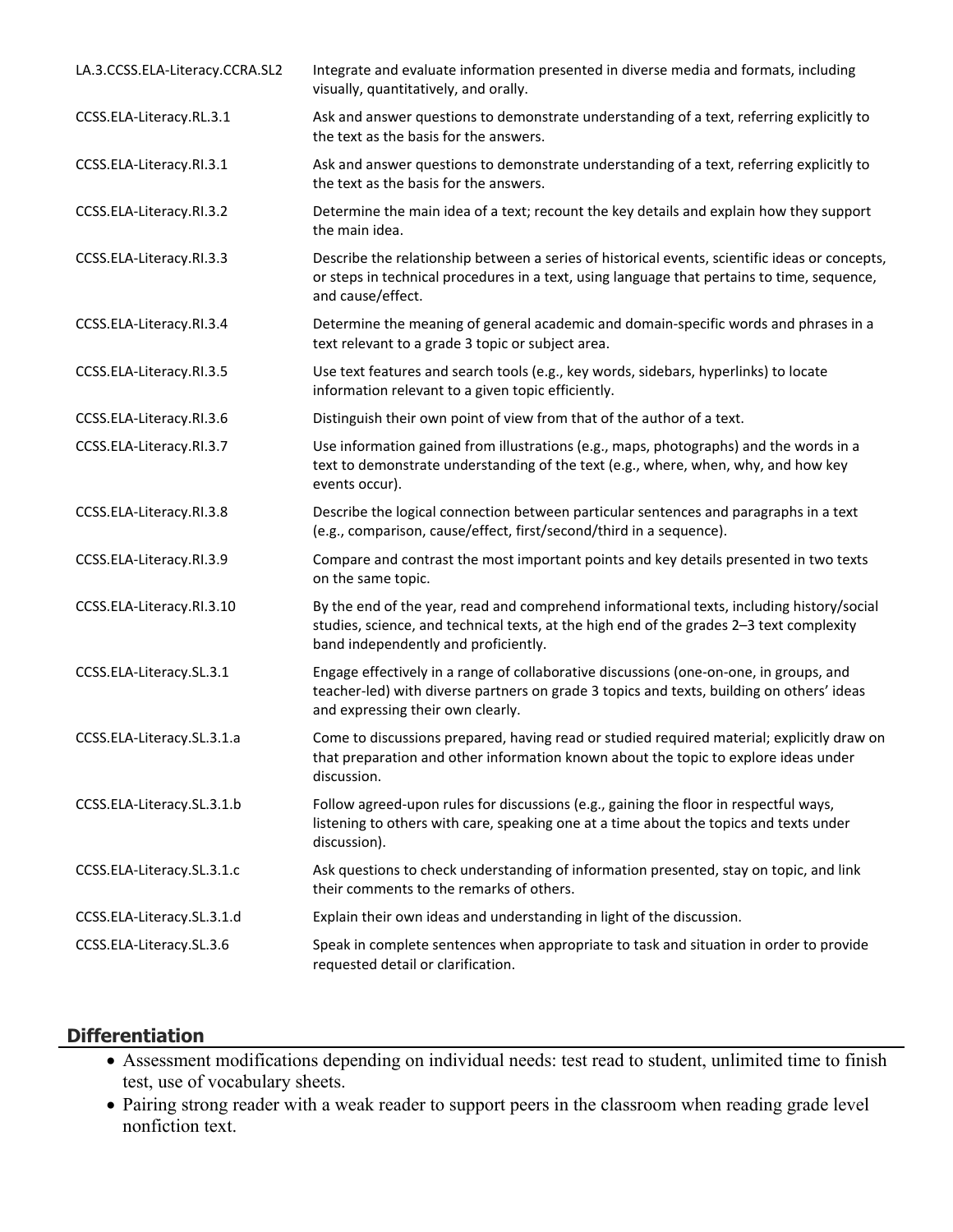| | |
|---|---|
| LA.3.CCSS.ELA-Literacy.CCRA.SL2 | Integrate and evaluate information presented in diverse media and formats, including visually, quantitatively, and orally. |
| CCSS.ELA-Literacy.RL.3.1 | Ask and answer questions to demonstrate understanding of a text, referring explicitly to the text as the basis for the answers. |
| CCSS.ELA-Literacy.RI.3.1 | Ask and answer questions to demonstrate understanding of a text, referring explicitly to the text as the basis for the answers. |
| CCSS.ELA-Literacy.RI.3.2 | Determine the main idea of a text; recount the key details and explain how they support the main idea. |
| CCSS.ELA-Literacy.RI.3.3 | Describe the relationship between a series of historical events, scientific ideas or concepts, or steps in technical procedures in a text, using language that pertains to time, sequence, and cause/effect. |
| CCSS.ELA-Literacy.RI.3.4 | Determine the meaning of general academic and domain-specific words and phrases in a text relevant to a grade 3 topic or subject area. |
| CCSS.ELA-Literacy.RI.3.5 | Use text features and search tools (e.g., key words, sidebars, hyperlinks) to locate information relevant to a given topic efficiently. |
| CCSS.ELA-Literacy.RI.3.6 | Distinguish their own point of view from that of the author of a text. |
| CCSS.ELA-Literacy.RI.3.7 | Use information gained from illustrations (e.g., maps, photographs) and the words in a text to demonstrate understanding of the text (e.g., where, when, why, and how key events occur). |
| CCSS.ELA-Literacy.RI.3.8 | Describe the logical connection between particular sentences and paragraphs in a text (e.g., comparison, cause/effect, first/second/third in a sequence). |
| CCSS.ELA-Literacy.RI.3.9 | Compare and contrast the most important points and key details presented in two texts on the same topic. |
| CCSS.ELA-Literacy.RI.3.10 | By the end of the year, read and comprehend informational texts, including history/social studies, science, and technical texts, at the high end of the grades 2–3 text complexity band independently and proficiently. |
| CCSS.ELA-Literacy.SL.3.1 | Engage effectively in a range of collaborative discussions (one-on-one, in groups, and teacher-led) with diverse partners on grade 3 topics and texts, building on others' ideas and expressing their own clearly. |
| CCSS.ELA-Literacy.SL.3.1.a | Come to discussions prepared, having read or studied required material; explicitly draw on that preparation and other information known about the topic to explore ideas under discussion. |
| CCSS.ELA-Literacy.SL.3.1.b | Follow agreed-upon rules for discussions (e.g., gaining the floor in respectful ways, listening to others with care, speaking one at a time about the topics and texts under discussion). |
| CCSS.ELA-Literacy.SL.3.1.c | Ask questions to check understanding of information presented, stay on topic, and link their comments to the remarks of others. |
| CCSS.ELA-Literacy.SL.3.1.d | Explain their own ideas and understanding in light of the discussion. |
| CCSS.ELA-Literacy.SL.3.6 | Speak in complete sentences when appropriate to task and situation in order to provide requested detail or clarification. |

## Differentiation

- Assessment modifications depending on individual needs: test read to student, unlimited time to finish test, use of vocabulary sheets.
- Pairing strong reader with a weak reader to support peers in the classroom when reading grade level nonfiction text.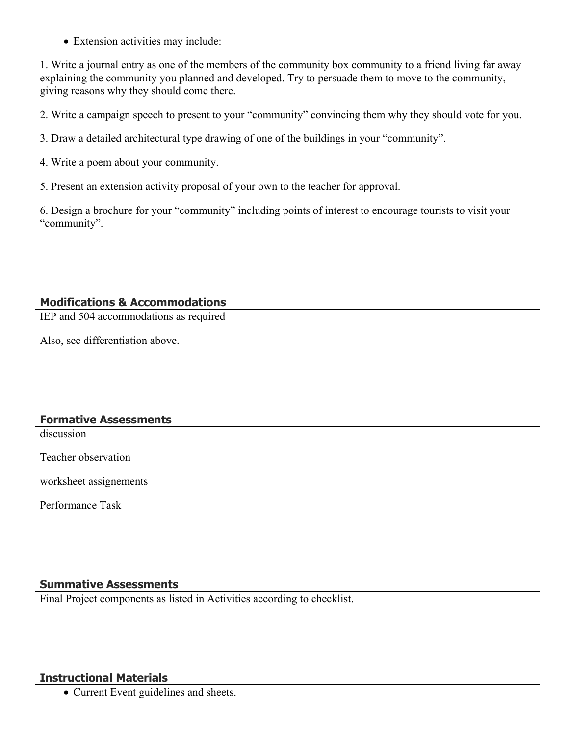- Extension activities may include:

1. Write a journal entry as one of the members of the community box community to a friend living far away explaining the community you planned and developed. Try to persuade them to move to the community, giving reasons why they should come there.

2. Write a campaign speech to present to your “community” convincing them why they should vote for you.

3. Draw a detailed architectural type drawing of one of the buildings in your “community”.

4. Write a poem about your community.

5. Present an extension activity proposal of your own to the teacher for approval.

6. Design a brochure for your “community” including points of interest to encourage tourists to visit your “community”.

## Modifications & Accommodations

IEP and 504 accommodations as required

Also, see differentiation above.

## Formative Assessments

discussion

Teacher observation

worksheet assignements

Performance Task

## Summative Assessments

Final Project components as listed in Activities according to checklist.

## Instructional Materials

- Current Event guidelines and sheets.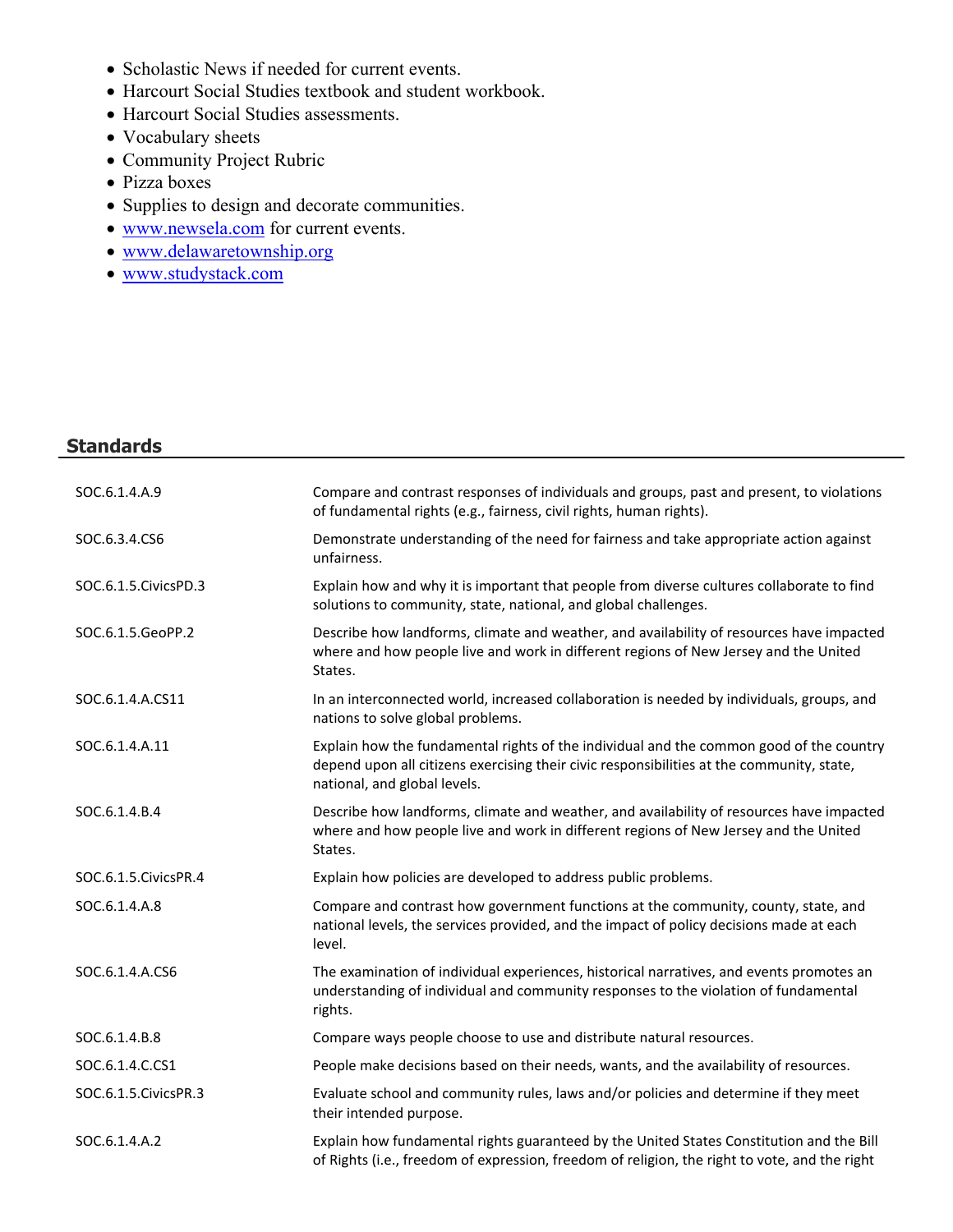- Scholastic News if needed for current events.
- Harcourt Social Studies textbook and student workbook.
- Harcourt Social Studies assessments.
- Vocabulary sheets
- Community Project Rubric
- Pizza boxes
- Supplies to design and decorate communities.
- www.newsela.com for current events.
- www.delawaretownship.org
- www.studystack.com

## Standards

| | |
|---|---|
| SOC.6.1.4.A.9 | Compare and contrast responses of individuals and groups, past and present, to violations of fundamental rights (e.g., fairness, civil rights, human rights). |
| SOC.6.3.4.CS6 | Demonstrate understanding of the need for fairness and take appropriate action against unfairness. |
| SOC.6.1.5.CivicsPD.3 | Explain how and why it is important that people from diverse cultures collaborate to find solutions to community, state, national, and global challenges. |
| SOC.6.1.5.GeoPP.2 | Describe how landforms, climate and weather, and availability of resources have impacted where and how people live and work in different regions of New Jersey and the United States. |
| SOC.6.1.4.A.CS11 | In an interconnected world, increased collaboration is needed by individuals, groups, and nations to solve global problems. |
| SOC.6.1.4.A.11 | Explain how the fundamental rights of the individual and the common good of the country depend upon all citizens exercising their civic responsibilities at the community, state, national, and global levels. |
| SOC.6.1.4.B.4 | Describe how landforms, climate and weather, and availability of resources have impacted where and how people live and work in different regions of New Jersey and the United States. |
| SOC.6.1.5.CivicsPR.4 | Explain how policies are developed to address public problems. |
| SOC.6.1.4.A.8 | Compare and contrast how government functions at the community, county, state, and national levels, the services provided, and the impact of policy decisions made at each level. |
| SOC.6.1.4.A.CS6 | The examination of individual experiences, historical narratives, and events promotes an understanding of individual and community responses to the violation of fundamental rights. |
| SOC.6.1.4.B.8 | Compare ways people choose to use and distribute natural resources. |
| SOC.6.1.4.C.CS1 | People make decisions based on their needs, wants, and the availability of resources. |
| SOC.6.1.5.CivicsPR.3 | Evaluate school and community rules, laws and/or policies and determine if they meet their intended purpose. |
| SOC.6.1.4.A.2 | Explain how fundamental rights guaranteed by the United States Constitution and the Bill of Rights (i.e., freedom of expression, freedom of religion, the right to vote, and the right |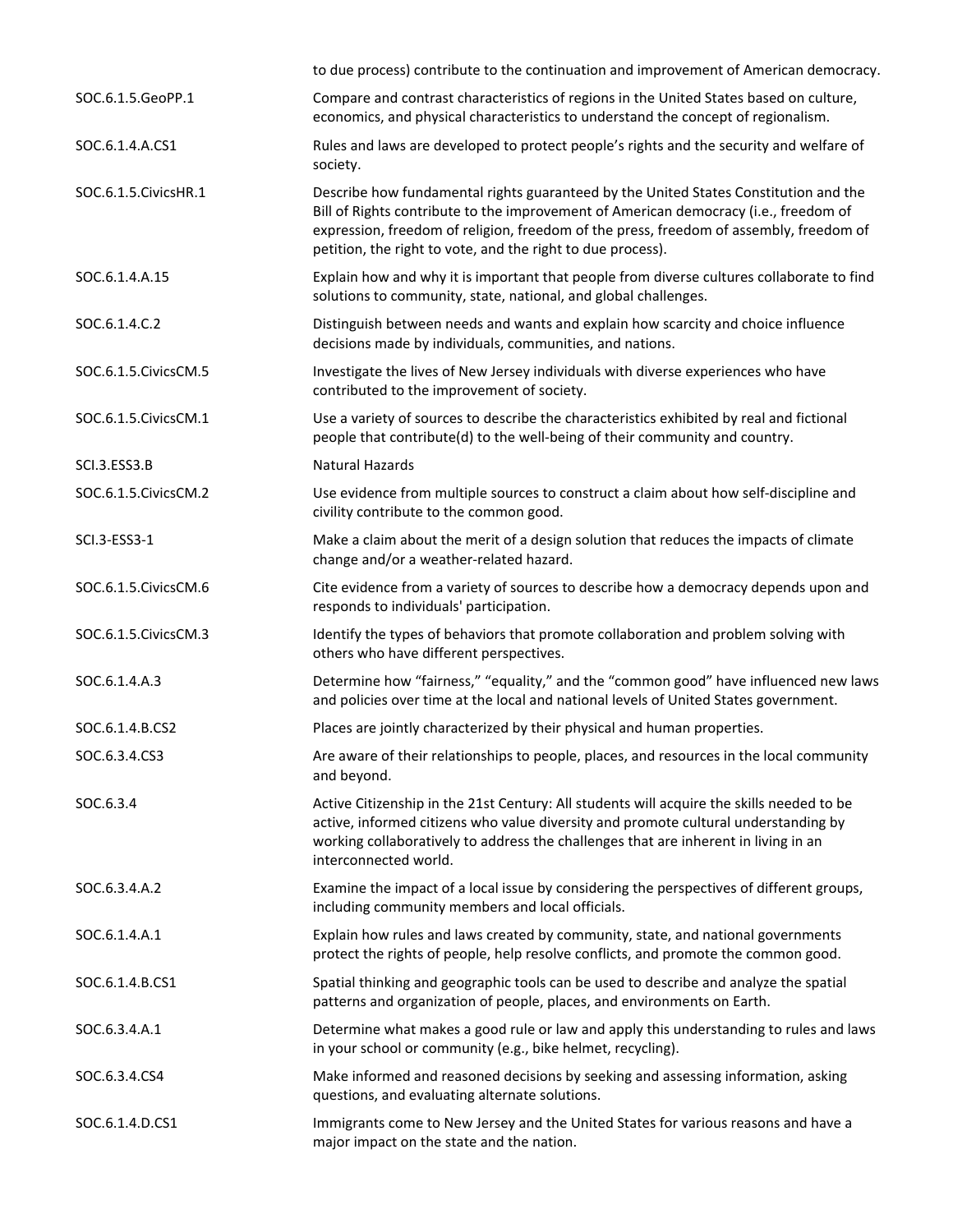| | |
|---|---|
| | to due process) contribute to the continuation and improvement of American democracy. |
| SOC.6.1.5.GeoPP.1 | Compare and contrast characteristics of regions in the United States based on culture, economics, and physical characteristics to understand the concept of regionalism. |
| SOC.6.1.4.A.CS1 | Rules and laws are developed to protect people's rights and the security and welfare of society. |
| SOC.6.1.5.CivicsHR.1 | Describe how fundamental rights guaranteed by the United States Constitution and the Bill of Rights contribute to the improvement of American democracy (i.e., freedom of expression, freedom of religion, freedom of the press, freedom of assembly, freedom of petition, the right to vote, and the right to due process). |
| SOC.6.1.4.A.15 | Explain how and why it is important that people from diverse cultures collaborate to find solutions to community, state, national, and global challenges. |
| SOC.6.1.4.C.2 | Distinguish between needs and wants and explain how scarcity and choice influence decisions made by individuals, communities, and nations. |
| SOC.6.1.5.CivicsCM.5 | Investigate the lives of New Jersey individuals with diverse experiences who have contributed to the improvement of society. |
| SOC.6.1.5.CivicsCM.1 | Use a variety of sources to describe the characteristics exhibited by real and fictional people that contribute(d) to the well-being of their community and country. |
| SCI.3.ESS3.B | Natural Hazards |
| SOC.6.1.5.CivicsCM.2 | Use evidence from multiple sources to construct a claim about how self-discipline and civility contribute to the common good. |
| SCI.3-ESS3-1 | Make a claim about the merit of a design solution that reduces the impacts of climate change and/or a weather-related hazard. |
| SOC.6.1.5.CivicsCM.6 | Cite evidence from a variety of sources to describe how a democracy depends upon and responds to individuals' participation. |
| SOC.6.1.5.CivicsCM.3 | Identify the types of behaviors that promote collaboration and problem solving with others who have different perspectives. |
| SOC.6.1.4.A.3 | Determine how "fairness," "equality," and the "common good" have influenced new laws and policies over time at the local and national levels of United States government. |
| SOC.6.1.4.B.CS2 | Places are jointly characterized by their physical and human properties. |
| SOC.6.3.4.CS3 | Are aware of their relationships to people, places, and resources in the local community and beyond. |
| SOC.6.3.4 | Active Citizenship in the 21st Century: All students will acquire the skills needed to be active, informed citizens who value diversity and promote cultural understanding by working collaboratively to address the challenges that are inherent in living in an interconnected world. |
| SOC.6.3.4.A.2 | Examine the impact of a local issue by considering the perspectives of different groups, including community members and local officials. |
| SOC.6.1.4.A.1 | Explain how rules and laws created by community, state, and national governments protect the rights of people, help resolve conflicts, and promote the common good. |
| SOC.6.1.4.B.CS1 | Spatial thinking and geographic tools can be used to describe and analyze the spatial patterns and organization of people, places, and environments on Earth. |
| SOC.6.3.4.A.1 | Determine what makes a good rule or law and apply this understanding to rules and laws in your school or community (e.g., bike helmet, recycling). |
| SOC.6.3.4.CS4 | Make informed and reasoned decisions by seeking and assessing information, asking questions, and evaluating alternate solutions. |
| SOC.6.1.4.D.CS1 | Immigrants come to New Jersey and the United States for various reasons and have a major impact on the state and the nation. |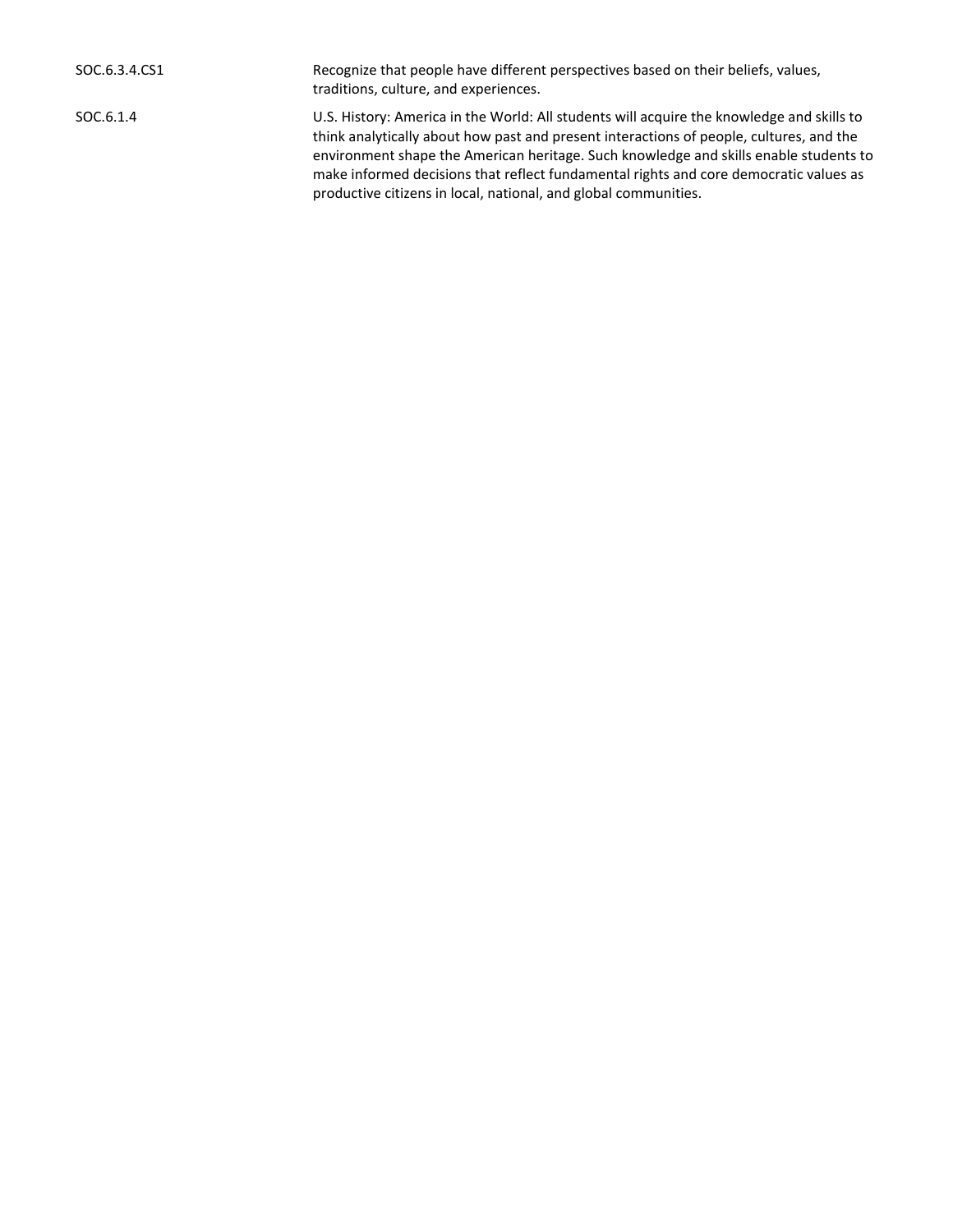| | |
|---|---|
| SOC.6.3.4.CS1 | Recognize that people have different perspectives based on their beliefs, values, traditions, culture, and experiences. |
| SOC.6.1.4 | U.S. History: America in the World: All students will acquire the knowledge and skills to think analytically about how past and present interactions of people, cultures, and the environment shape the American heritage. Such knowledge and skills enable students to make informed decisions that reflect fundamental rights and core democratic values as productive citizens in local, national, and global communities. |